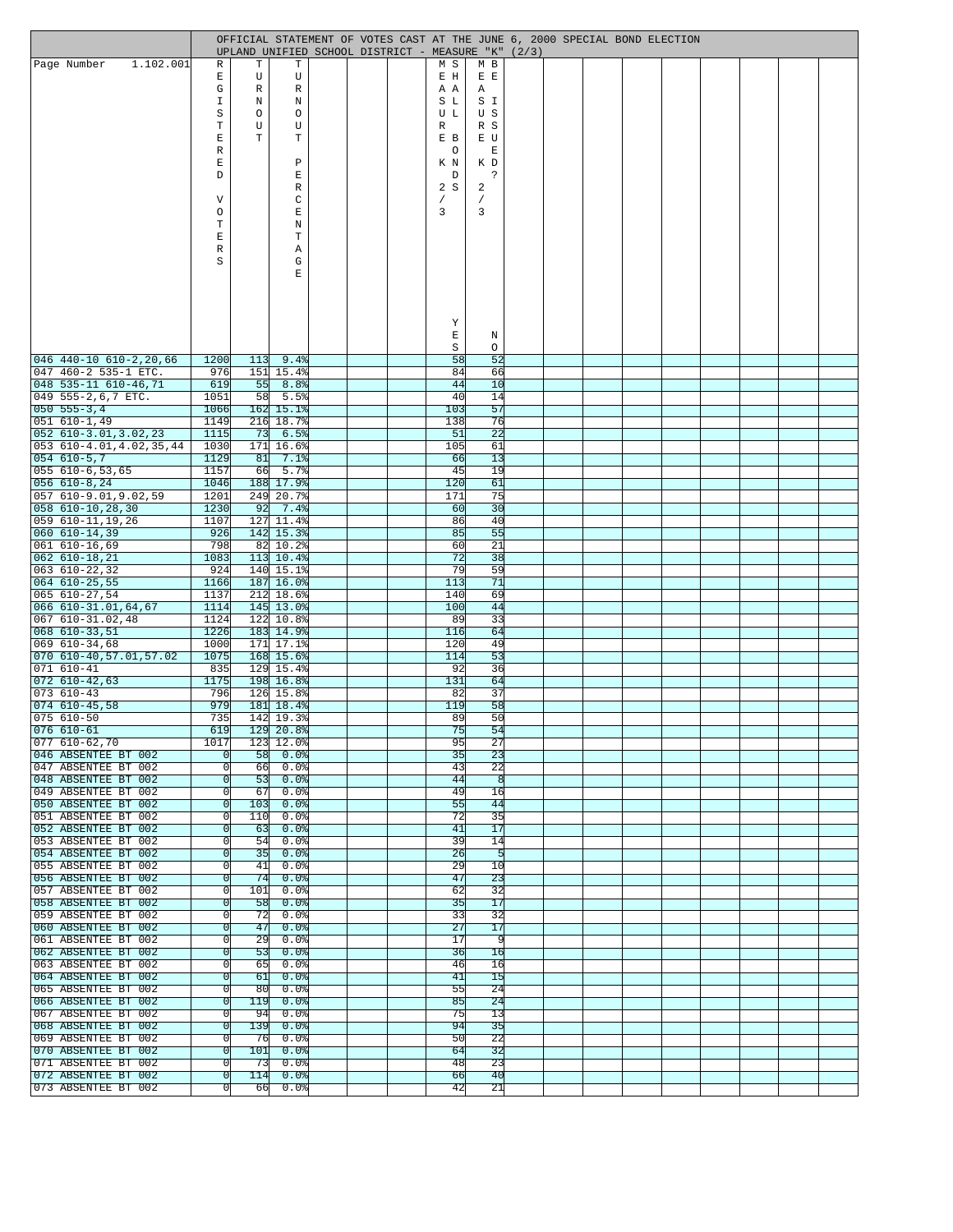OFFICIAL STATEMENT OF VOTES CAST AT THE JUNE 6, 2000 SPECIAL BOND ELECTION
UPLAND UNIFIED SCHOOL DISTRICT - MEASURE "K" (2/3)

| Page Number 1.102.001 | REGISTERED VOTERS | TURNOUT | TURNOUT PERCENTAGE | | | | MEASURE K 2/3 SHALL BONDS YES | MEASURE K 2/3 BE ISSUED? NO | | | | | | | | |
|---|---|---|---|---|---|---|---|---|---|---|---|---|---|---|---|---|
| 046 440-10 610-2,20,66 | 1200 | 113 | 9.4% | | | | 58 | 52 | | | | | | | | |
| 047 460-2 535-1 ETC. | 976 | 151 | 15.4% | | | | 84 | 66 | | | | | | | | |
| 048 535-11 610-46,71 | 619 | 55 | 8.8% | | | | 44 | 10 | | | | | | | | |
| 049 555-2,6,7 ETC. | 1051 | 58 | 5.5% | | | | 40 | 14 | | | | | | | | |
| 050 555-3,4 | 1066 | 162 | 15.1% | | | | 103 | 57 | | | | | | | | |
| 051 610-1,49 | 1149 | 216 | 18.7% | | | | 138 | 76 | | | | | | | | |
| 052 610-3.01,3.02,23 | 1115 | 73 | 6.5% | | | | 51 | 22 | | | | | | | | |
| 053 610-4.01,4.02,35,44 | 1030 | 171 | 16.6% | | | | 105 | 61 | | | | | | | | |
| 054 610-5,7 | 1129 | 81 | 7.1% | | | | 66 | 13 | | | | | | | | |
| 055 610-6,53,65 | 1157 | 66 | 5.7% | | | | 45 | 19 | | | | | | | | |
| 056 610-8,24 | 1046 | 188 | 17.9% | | | | 120 | 61 | | | | | | | | |
| 057 610-9.01,9.02,59 | 1201 | 249 | 20.7% | | | | 171 | 75 | | | | | | | | |
| 058 610-10,28,30 | 1230 | 92 | 7.4% | | | | 60 | 30 | | | | | | | | |
| 059 610-11,19,26 | 1107 | 127 | 11.4% | | | | 86 | 40 | | | | | | | | |
| 060 610-14,39 | 926 | 142 | 15.3% | | | | 85 | 55 | | | | | | | | |
| 061 610-16,69 | 798 | 82 | 10.2% | | | | 60 | 21 | | | | | | | | |
| 062 610-18,21 | 1083 | 113 | 10.4% | | | | 72 | 38 | | | | | | | | |
| 063 610-22,32 | 924 | 140 | 15.1% | | | | 79 | 59 | | | | | | | | |
| 064 610-25,55 | 1166 | 187 | 16.0% | | | | 113 | 71 | | | | | | | | |
| 065 610-27,54 | 1137 | 212 | 18.6% | | | | 140 | 69 | | | | | | | | |
| 066 610-31.01,64,67 | 1114 | 145 | 13.0% | | | | 100 | 44 | | | | | | | | |
| 067 610-31.02,48 | 1124 | 122 | 10.8% | | | | 89 | 33 | | | | | | | | |
| 068 610-33,51 | 1226 | 183 | 14.9% | | | | 116 | 64 | | | | | | | | |
| 069 610-34,68 | 1000 | 171 | 17.1% | | | | 120 | 49 | | | | | | | | |
| 070 610-40,57.01,57.02 | 1075 | 168 | 15.6% | | | | 114 | 53 | | | | | | | | |
| 071 610-41 | 835 | 129 | 15.4% | | | | 92 | 36 | | | | | | | | |
| 072 610-42,63 | 1175 | 198 | 16.8% | | | | 131 | 64 | | | | | | | | |
| 073 610-43 | 796 | 126 | 15.8% | | | | 82 | 37 | | | | | | | | |
| 074 610-45,58 | 979 | 181 | 18.4% | | | | 119 | 58 | | | | | | | | |
| 075 610-50 | 735 | 142 | 19.3% | | | | 89 | 50 | | | | | | | | |
| 076 610-61 | 619 | 129 | 20.8% | | | | 75 | 54 | | | | | | | | |
| 077 610-62,70 | 1017 | 123 | 12.0% | | | | 95 | 27 | | | | | | | | |
| 046 ABSENTEE BT 002 | 0 | 58 | 0.0% | | | | 35 | 23 | | | | | | | | |
| 047 ABSENTEE BT 002 | 0 | 66 | 0.0% | | | | 43 | 22 | | | | | | | | |
| 048 ABSENTEE BT 002 | 0 | 53 | 0.0% | | | | 44 | 8 | | | | | | | | |
| 049 ABSENTEE BT 002 | 0 | 67 | 0.0% | | | | 49 | 16 | | | | | | | | |
| 050 ABSENTEE BT 002 | 0 | 103 | 0.0% | | | | 55 | 44 | | | | | | | | |
| 051 ABSENTEE BT 002 | 0 | 110 | 0.0% | | | | 72 | 35 | | | | | | | | |
| 052 ABSENTEE BT 002 | 0 | 63 | 0.0% | | | | 41 | 17 | | | | | | | | |
| 053 ABSENTEE BT 002 | 0 | 54 | 0.0% | | | | 39 | 14 | | | | | | | | |
| 054 ABSENTEE BT 002 | 0 | 35 | 0.0% | | | | 26 | 5 | | | | | | | | |
| 055 ABSENTEE BT 002 | 0 | 41 | 0.0% | | | | 29 | 10 | | | | | | | | |
| 056 ABSENTEE BT 002 | 0 | 74 | 0.0% | | | | 47 | 23 | | | | | | | | |
| 057 ABSENTEE BT 002 | 0 | 101 | 0.0% | | | | 62 | 32 | | | | | | | | |
| 058 ABSENTEE BT 002 | 0 | 58 | 0.0% | | | | 35 | 17 | | | | | | | | |
| 059 ABSENTEE BT 002 | 0 | 72 | 0.0% | | | | 33 | 32 | | | | | | | | |
| 060 ABSENTEE BT 002 | 0 | 47 | 0.0% | | | | 27 | 17 | | | | | | | | |
| 061 ABSENTEE BT 002 | 0 | 29 | 0.0% | | | | 17 | 9 | | | | | | | | |
| 062 ABSENTEE BT 002 | 0 | 53 | 0.0% | | | | 36 | 16 | | | | | | | | |
| 063 ABSENTEE BT 002 | 0 | 65 | 0.0% | | | | 46 | 16 | | | | | | | | |
| 064 ABSENTEE BT 002 | 0 | 61 | 0.0% | | | | 41 | 15 | | | | | | | | |
| 065 ABSENTEE BT 002 | 0 | 80 | 0.0% | | | | 55 | 24 | | | | | | | | |
| 066 ABSENTEE BT 002 | 0 | 119 | 0.0% | | | | 85 | 24 | | | | | | | | |
| 067 ABSENTEE BT 002 | 0 | 94 | 0.0% | | | | 75 | 13 | | | | | | | | |
| 068 ABSENTEE BT 002 | 0 | 139 | 0.0% | | | | 94 | 35 | | | | | | | | |
| 069 ABSENTEE BT 002 | 0 | 76 | 0.0% | | | | 50 | 22 | | | | | | | | |
| 070 ABSENTEE BT 002 | 0 | 101 | 0.0% | | | | 64 | 32 | | | | | | | | |
| 071 ABSENTEE BT 002 | 0 | 73 | 0.0% | | | | 48 | 23 | | | | | | | | |
| 072 ABSENTEE BT 002 | 0 | 114 | 0.0% | | | | 66 | 40 | | | | | | | | |
| 073 ABSENTEE BT 002 | 0 | 66 | 0.0% | | | | 42 | 21 | | | | | | | | |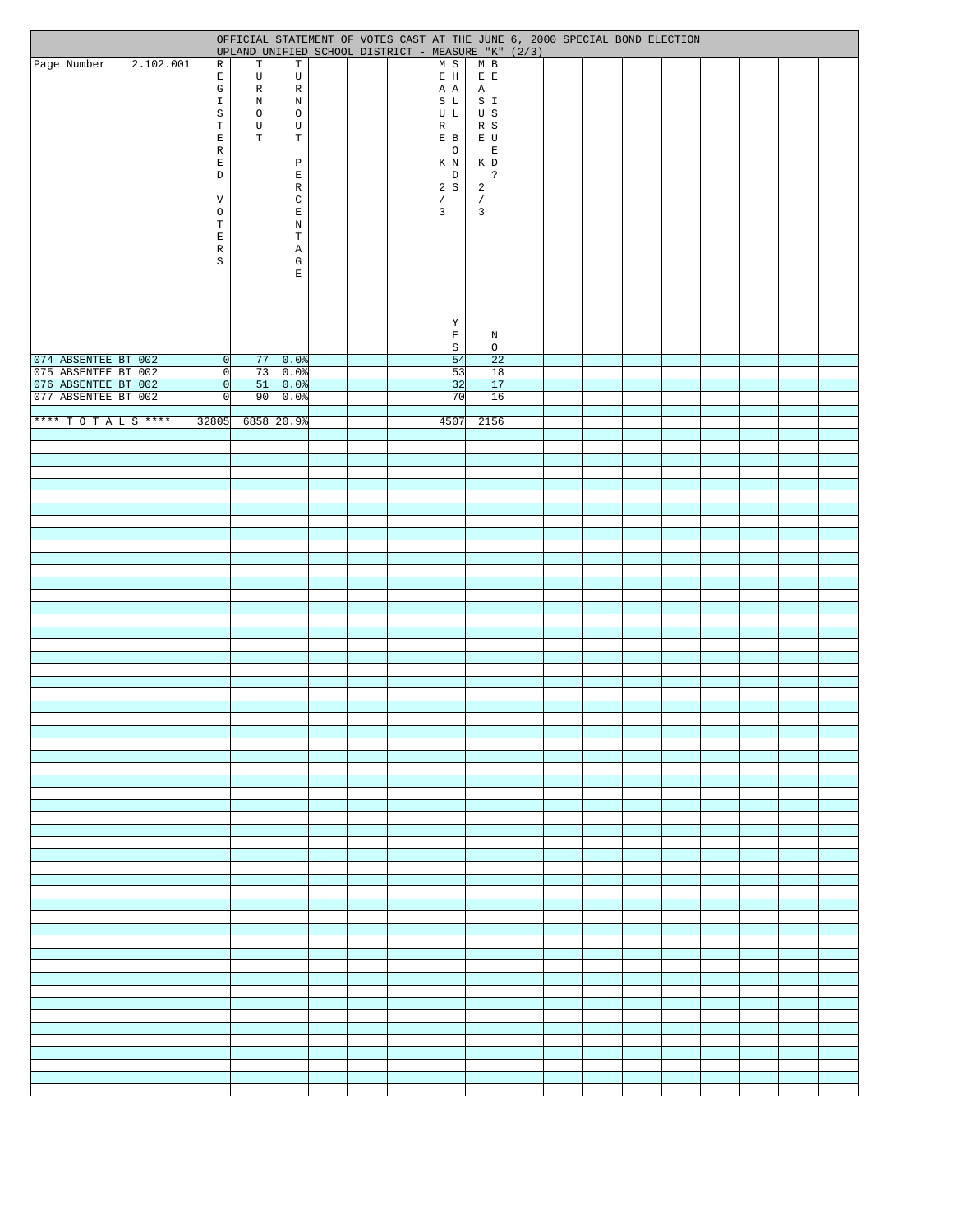OFFICIAL STATEMENT OF VOTES CAST AT THE JUNE 6, 2000 SPECIAL BOND ELECTION
UPLAND UNIFIED SCHOOL DISTRICT - MEASURE "K" (2/3)

| Page Number 2.102.001 | REGISTERED VOTERS | TURNOUT | TURNOUT PERCENTAGE | | | | MEASURE K 2/3 SHALL BONDS YES | MEASURE K 2/3 BE ISSUED? NO | | | | | | | | | |
|---|---|---|---|---|---|---|---|---|---|---|---|---|---|---|---|---|---|
| 074 ABSENTEE BT 002 | 0 | 77 | 0.0% | | | | 54 | 22 | | | | | | | | | |
| 075 ABSENTEE BT 002 | 0 | 73 | 0.0% | | | | 53 | 18 | | | | | | | | | |
| 076 ABSENTEE BT 002 | 0 | 51 | 0.0% | | | | 32 | 17 | | | | | | | | | |
| 077 ABSENTEE BT 002 | 0 | 90 | 0.0% | | | | 70 | 16 | | | | | | | | | |
| | | | | | | | | | | | | | | | | | |
| **** T O T A L S **** | 32805 | 6858 | 20.9% | | | | 4507 | 2156 | | | | | | | | | |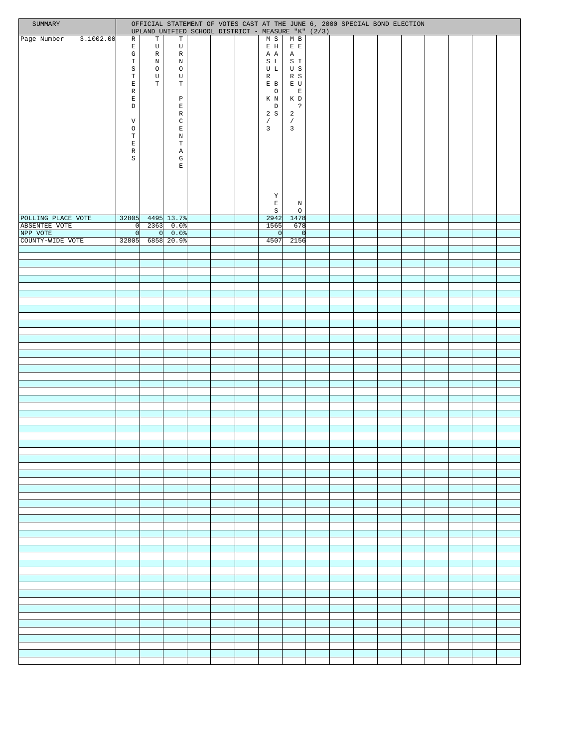OFFICIAL STATEMENT OF VOTES CAST AT THE JUNE 6, 2000 SPECIAL BOND ELECTION
UPLAND UNIFIED SCHOOL DISTRICT - MEASURE "K" (2/3)

| SUMMARY Page Number 3.1002.00 | REGISTERED VOTERS | TURNOUT | TURNOUT PERCENTAGE | MEASURE K 2/3 SHALL BONDS YES | MEASURE K 2/3 BE ISSUED? NO |
|---|---|---|---|---|---|
| POLLING PLACE VOTE | 32805 | 4495 | 13.7% | 2942 | 1478 |
| ABSENTEE VOTE | 0 | 2363 | 0.0% | 1565 | 678 |
| NPP VOTE | 0 | 0 | 0.0% | 0 | 0 |
| COUNTY-WIDE VOTE | 32805 | 6858 | 20.9% | 4507 | 2156 |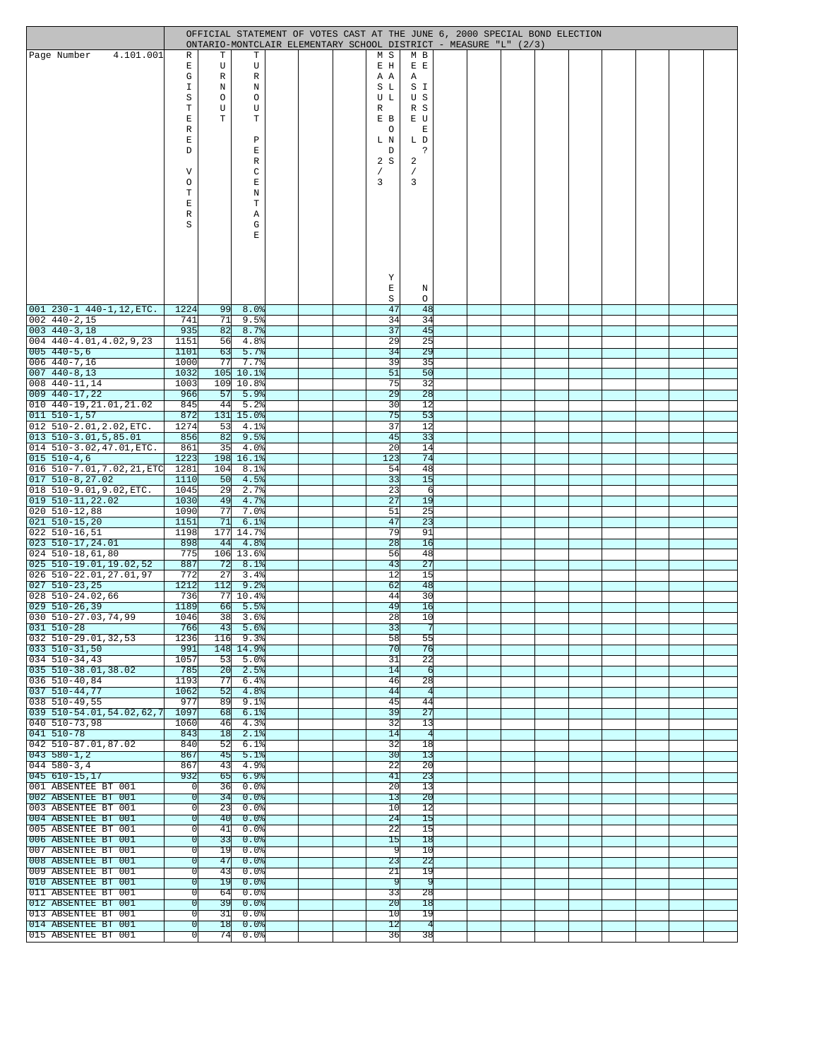OFFICIAL STATEMENT OF VOTES CAST AT THE JUNE 6, 2000 SPECIAL BOND ELECTION

ONTARIO-MONTCLAIR ELEMENTARY SCHOOL DISTRICT - MEASURE "L" (2/3)

| Page Number 4.101.001 | REGISTERED VOTERS | TURNOUT | TURNOUT PERCENTAGE | | | MEASURE L SHALL BONDS 2/3 YES | MEASURE L BE ISSUED? 2/3 NO | | | | | | | |
|---|---|---|---|---|---|---|---|---|---|---|---|---|---|---|
| 001 230-1 440-1,12,ETC. | 1224 | 99 | 8.0% | | | 47 | 48 | | | | | | | |
| 002 440-2,15 | 741 | 71 | 9.5% | | | 34 | 34 | | | | | | | |
| 003 440-3,18 | 935 | 82 | 8.7% | | | 37 | 45 | | | | | | | |
| 004 440-4.01,4.02,9,23 | 1151 | 56 | 4.8% | | | 29 | 25 | | | | | | | |
| 005 440-5,6 | 1101 | 63 | 5.7% | | | 34 | 29 | | | | | | | |
| 006 440-7,16 | 1000 | 77 | 7.7% | | | 39 | 35 | | | | | | | |
| 007 440-8,13 | 1032 | 105 | 10.1% | | | 51 | 50 | | | | | | | |
| 008 440-11,14 | 1003 | 109 | 10.8% | | | 75 | 32 | | | | | | | |
| 009 440-17,22 | 966 | 57 | 5.9% | | | 29 | 28 | | | | | | | |
| 010 440-19,21.01,21.02 | 845 | 44 | 5.2% | | | 30 | 12 | | | | | | | |
| 011 510-1,57 | 872 | 131 | 15.0% | | | 75 | 53 | | | | | | | |
| 012 510-2.01,2.02,ETC. | 1274 | 53 | 4.1% | | | 37 | 12 | | | | | | | |
| 013 510-3.01,5,85.01 | 856 | 82 | 9.5% | | | 45 | 33 | | | | | | | |
| 014 510-3.02,47.01,ETC. | 861 | 35 | 4.0% | | | 20 | 14 | | | | | | | |
| 015 510-4,6 | 1223 | 198 | 16.1% | | | 123 | 74 | | | | | | | |
| 016 510-7.01,7.02,21,ETC | 1281 | 104 | 8.1% | | | 54 | 48 | | | | | | | |
| 017 510-8,27.02 | 1110 | 50 | 4.5% | | | 33 | 15 | | | | | | | |
| 018 510-9.01,9.02,ETC. | 1045 | 29 | 2.7% | | | 23 | 6 | | | | | | | |
| 019 510-11,22.02 | 1030 | 49 | 4.7% | | | 27 | 19 | | | | | | | |
| 020 510-12,88 | 1090 | 77 | 7.0% | | | 51 | 25 | | | | | | | |
| 021 510-15,20 | 1151 | 71 | 6.1% | | | 47 | 23 | | | | | | | |
| 022 510-16,51 | 1198 | 177 | 14.7% | | | 79 | 91 | | | | | | | |
| 023 510-17,24.01 | 898 | 44 | 4.8% | | | 28 | 16 | | | | | | | |
| 024 510-18,61,80 | 775 | 106 | 13.6% | | | 56 | 48 | | | | | | | |
| 025 510-19.01,19.02,52 | 887 | 72 | 8.1% | | | 43 | 27 | | | | | | | |
| 026 510-22.01,27.01,97 | 772 | 27 | 3.4% | | | 12 | 15 | | | | | | | |
| 027 510-23,25 | 1212 | 112 | 9.2% | | | 62 | 48 | | | | | | | |
| 028 510-24.02,66 | 736 | 77 | 10.4% | | | 44 | 30 | | | | | | | |
| 029 510-26,39 | 1189 | 66 | 5.5% | | | 49 | 16 | | | | | | | |
| 030 510-27.03,74,99 | 1046 | 38 | 3.6% | | | 28 | 10 | | | | | | | |
| 031 510-28 | 766 | 43 | 5.6% | | | 33 | 7 | | | | | | | |
| 032 510-29.01,32,53 | 1236 | 116 | 9.3% | | | 58 | 55 | | | | | | | |
| 033 510-31,50 | 991 | 148 | 14.9% | | | 70 | 76 | | | | | | | |
| 034 510-34,43 | 1057 | 53 | 5.0% | | | 31 | 22 | | | | | | | |
| 035 510-38.01,38.02 | 785 | 20 | 2.5% | | | 14 | 6 | | | | | | | |
| 036 510-40,84 | 1193 | 77 | 6.4% | | | 46 | 28 | | | | | | | |
| 037 510-44,77 | 1062 | 52 | 4.8% | | | 44 | 4 | | | | | | | |
| 038 510-49,55 | 977 | 89 | 9.1% | | | 45 | 44 | | | | | | | |
| 039 510-54.01,54.02,62,7 | 1097 | 68 | 6.1% | | | 39 | 27 | | | | | | | |
| 040 510-73,98 | 1060 | 46 | 4.3% | | | 32 | 13 | | | | | | | |
| 041 510-78 | 843 | 18 | 2.1% | | | 14 | 4 | | | | | | | |
| 042 510-87.01,87.02 | 840 | 52 | 6.1% | | | 32 | 18 | | | | | | | |
| 043 580-1,2 | 867 | 45 | 5.1% | | | 30 | 13 | | | | | | | |
| 044 580-3,4 | 867 | 43 | 4.9% | | | 22 | 20 | | | | | | | |
| 045 610-15,17 | 932 | 65 | 6.9% | | | 41 | 23 | | | | | | | |
| 001 ABSENTEE BT 001 | 0 | 36 | 0.0% | | | 20 | 13 | | | | | | | |
| 002 ABSENTEE BT 001 | 0 | 34 | 0.0% | | | 13 | 20 | | | | | | | |
| 003 ABSENTEE BT 001 | 0 | 23 | 0.0% | | | 10 | 12 | | | | | | | |
| 004 ABSENTEE BT 001 | 0 | 40 | 0.0% | | | 24 | 15 | | | | | | | |
| 005 ABSENTEE BT 001 | 0 | 41 | 0.0% | | | 22 | 15 | | | | | | | |
| 006 ABSENTEE BT 001 | 0 | 33 | 0.0% | | | 15 | 18 | | | | | | | |
| 007 ABSENTEE BT 001 | 0 | 19 | 0.0% | | | 9 | 10 | | | | | | | |
| 008 ABSENTEE BT 001 | 0 | 47 | 0.0% | | | 23 | 22 | | | | | | | |
| 009 ABSENTEE BT 001 | 0 | 43 | 0.0% | | | 21 | 19 | | | | | | | |
| 010 ABSENTEE BT 001 | 0 | 19 | 0.0% | | | 9 | 9 | | | | | | | |
| 011 ABSENTEE BT 001 | 0 | 64 | 0.0% | | | 33 | 28 | | | | | | | |
| 012 ABSENTEE BT 001 | 0 | 39 | 0.0% | | | 20 | 18 | | | | | | | |
| 013 ABSENTEE BT 001 | 0 | 31 | 0.0% | | | 10 | 19 | | | | | | | |
| 014 ABSENTEE BT 001 | 0 | 18 | 0.0% | | | 12 | 4 | | | | | | | |
| 015 ABSENTEE BT 001 | 0 | 74 | 0.0% | | | 36 | 38 | | | | | | | |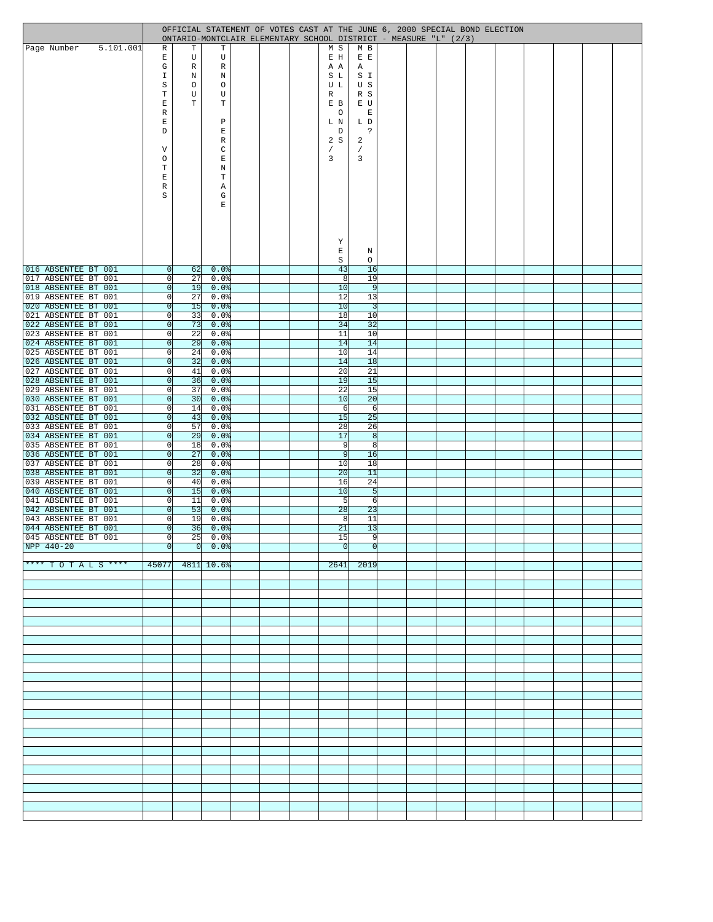OFFICIAL STATEMENT OF VOTES CAST AT THE JUNE 6, 2000 SPECIAL BOND ELECTION
ONTARIO-MONTCLAIR ELEMENTARY SCHOOL DISTRICT - MEASURE "L" (2/3)

| Page Number 5.101.001 | REGISTERED VOTERS | TURNOUT | TURNOUT PERCENTAGE | MEASURE L 2/3 SHALL BONDS YES | MEASURE L 2/3 BE ISSUED? NO |
|---|---|---|---|---|---|
| 016 ABSENTEE BT 001 | 0 | 62 | 0.0% | 43 | 16 |
| 017 ABSENTEE BT 001 | 0 | 27 | 0.0% | 8 | 19 |
| 018 ABSENTEE BT 001 | 0 | 19 | 0.0% | 10 | 9 |
| 019 ABSENTEE BT 001 | 0 | 27 | 0.0% | 12 | 13 |
| 020 ABSENTEE BT 001 | 0 | 15 | 0.0% | 10 | 3 |
| 021 ABSENTEE BT 001 | 0 | 33 | 0.0% | 18 | 10 |
| 022 ABSENTEE BT 001 | 0 | 73 | 0.0% | 34 | 32 |
| 023 ABSENTEE BT 001 | 0 | 22 | 0.0% | 11 | 10 |
| 024 ABSENTEE BT 001 | 0 | 29 | 0.0% | 14 | 14 |
| 025 ABSENTEE BT 001 | 0 | 24 | 0.0% | 10 | 14 |
| 026 ABSENTEE BT 001 | 0 | 32 | 0.0% | 14 | 18 |
| 027 ABSENTEE BT 001 | 0 | 41 | 0.0% | 20 | 21 |
| 028 ABSENTEE BT 001 | 0 | 36 | 0.0% | 19 | 15 |
| 029 ABSENTEE BT 001 | 0 | 37 | 0.0% | 22 | 15 |
| 030 ABSENTEE BT 001 | 0 | 30 | 0.0% | 10 | 20 |
| 031 ABSENTEE BT 001 | 0 | 14 | 0.0% | 6 | 6 |
| 032 ABSENTEE BT 001 | 0 | 43 | 0.0% | 15 | 25 |
| 033 ABSENTEE BT 001 | 0 | 57 | 0.0% | 28 | 26 |
| 034 ABSENTEE BT 001 | 0 | 29 | 0.0% | 17 | 8 |
| 035 ABSENTEE BT 001 | 0 | 18 | 0.0% | 9 | 8 |
| 036 ABSENTEE BT 001 | 0 | 27 | 0.0% | 9 | 16 |
| 037 ABSENTEE BT 001 | 0 | 28 | 0.0% | 10 | 18 |
| 038 ABSENTEE BT 001 | 0 | 32 | 0.0% | 20 | 11 |
| 039 ABSENTEE BT 001 | 0 | 40 | 0.0% | 16 | 24 |
| 040 ABSENTEE BT 001 | 0 | 15 | 0.0% | 10 | 5 |
| 041 ABSENTEE BT 001 | 0 | 11 | 0.0% | 5 | 6 |
| 042 ABSENTEE BT 001 | 0 | 53 | 0.0% | 28 | 23 |
| 043 ABSENTEE BT 001 | 0 | 19 | 0.0% | 8 | 11 |
| 044 ABSENTEE BT 001 | 0 | 36 | 0.0% | 21 | 13 |
| 045 ABSENTEE BT 001 | 0 | 25 | 0.0% | 15 | 9 |
| NPP 440-20 | 0 | 0 | 0.0% | 0 | 0 |
| **** T O T A L S **** | 45077 | 4811 | 10.6% | 2641 | 2019 |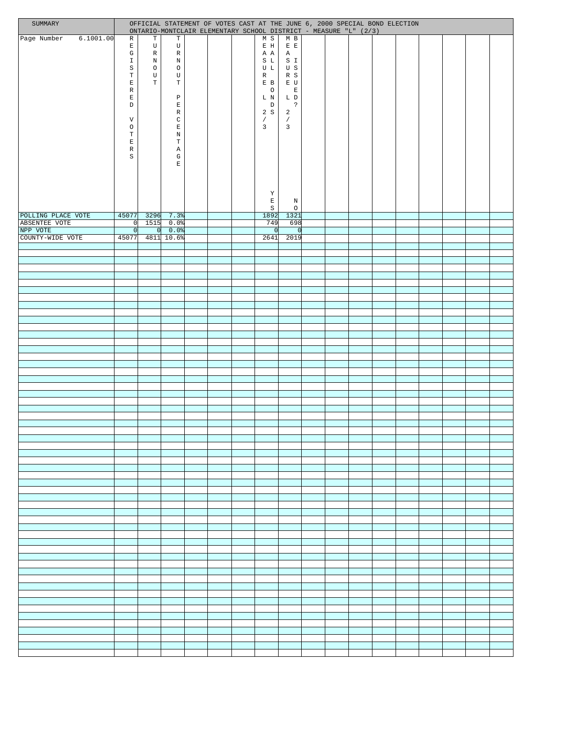| SUMMARY | OFFICIAL STATEMENT OF VOTES CAST AT THE JUNE 6, 2000 SPECIAL BOND ELECTION ONTARIO-MONTCLAIR ELEMENTARY SCHOOL DISTRICT - MEASURE "L" (2/3) | | | | | | | |
|---|---|---|---|---|---|---|---|---|
| Page Number 6.1001.00 | REGISTERED VOTERS | TURNOUT | TURNOUT PERCENTAGE | | | | MEASURE L 2/3 SHALL BONDS YES | MEASURE L 2/3 BE ISSUED? NO |
| POLLING PLACE VOTE | 45077 | 3296 | 7.3% | | | | 1892 | 1321 |
| ABSENTEE VOTE | 0 | 1515 | 0.0% | | | | 749 | 698 |
| NPP VOTE | 0 | 0 | 0.0% | | | | 0 | 0 |
| COUNTY-WIDE VOTE | 45077 | 4811 | 10.6% | | | | 2641 | 2019 |